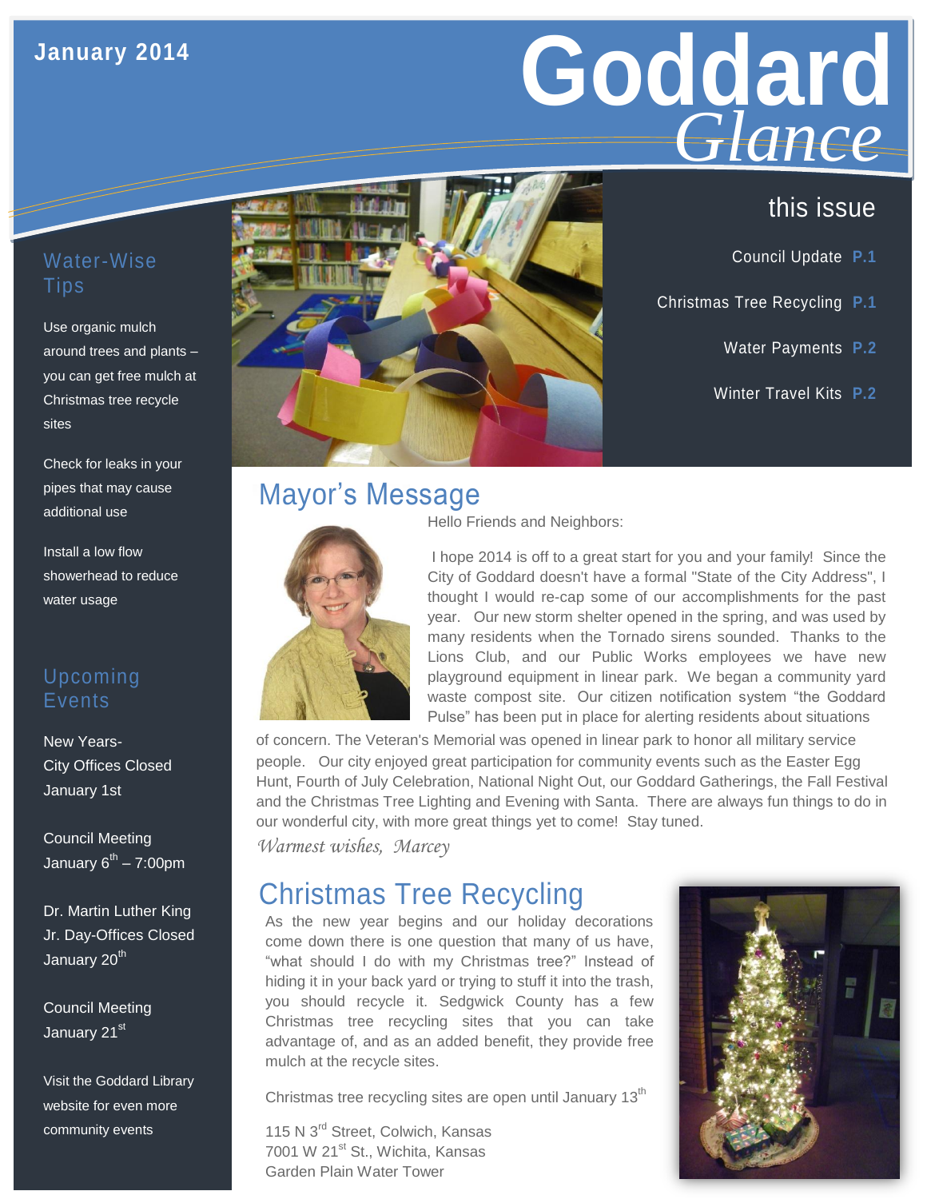January 2014

# Goddard *Glance*

## this issue

Council Update **P.1**

Christmas Tree Recycling **P.1**

Water Payments **P.2**

Winter Travel Kits **P.2**

## Water-Wise Tips

Use organic mulch around trees and plants – you can get free mulch at Christmas tree recycle sites

Check for leaks in your pipes that may cause additional use

Install a low flow showerhead to reduce water usage

## Upcoming Events

New Years-
City Offices Closed
January 1st

Council Meeting
January 6th – 7:00pm

Dr. Martin Luther King Jr. Day-Offices Closed
January 20th

Council Meeting
January 21st

Visit the Goddard Library website for even more community events

## Mayor's Message

Hello Friends and Neighbors:

I hope 2014 is off to a great start for you and your family! Since the City of Goddard doesn't have a formal "State of the City Address", I thought I would re-cap some of our accomplishments for the past year. Our new storm shelter opened in the spring, and was used by many residents when the Tornado sirens sounded. Thanks to the Lions Club, and our Public Works employees we have new playground equipment in linear park. We began a community yard waste compost site. Our citizen notification system "the Goddard Pulse" has been put in place for alerting residents about situations of concern. The Veteran's Memorial was opened in linear park to honor all military service people. Our city enjoyed great participation for community events such as the Easter Egg Hunt, Fourth of July Celebration, National Night Out, our Goddard Gatherings, the Fall Festival and the Christmas Tree Lighting and Evening with Santa. There are always fun things to do in our wonderful city, with more great things yet to come! Stay tuned.

*Warmest wishes, Marcey*

## Christmas Tree Recycling

As the new year begins and our holiday decorations come down there is one question that many of us have, "what should I do with my Christmas tree?" Instead of hiding it in your back yard or trying to stuff it into the trash, you should recycle it. Sedgwick County has a few Christmas tree recycling sites that you can take advantage of, and as an added benefit, they provide free mulch at the recycle sites.

Christmas tree recycling sites are open until January 13th

115 N 3rd Street, Colwich, Kansas
7001 W 21st St., Wichita, Kansas
Garden Plain Water Tower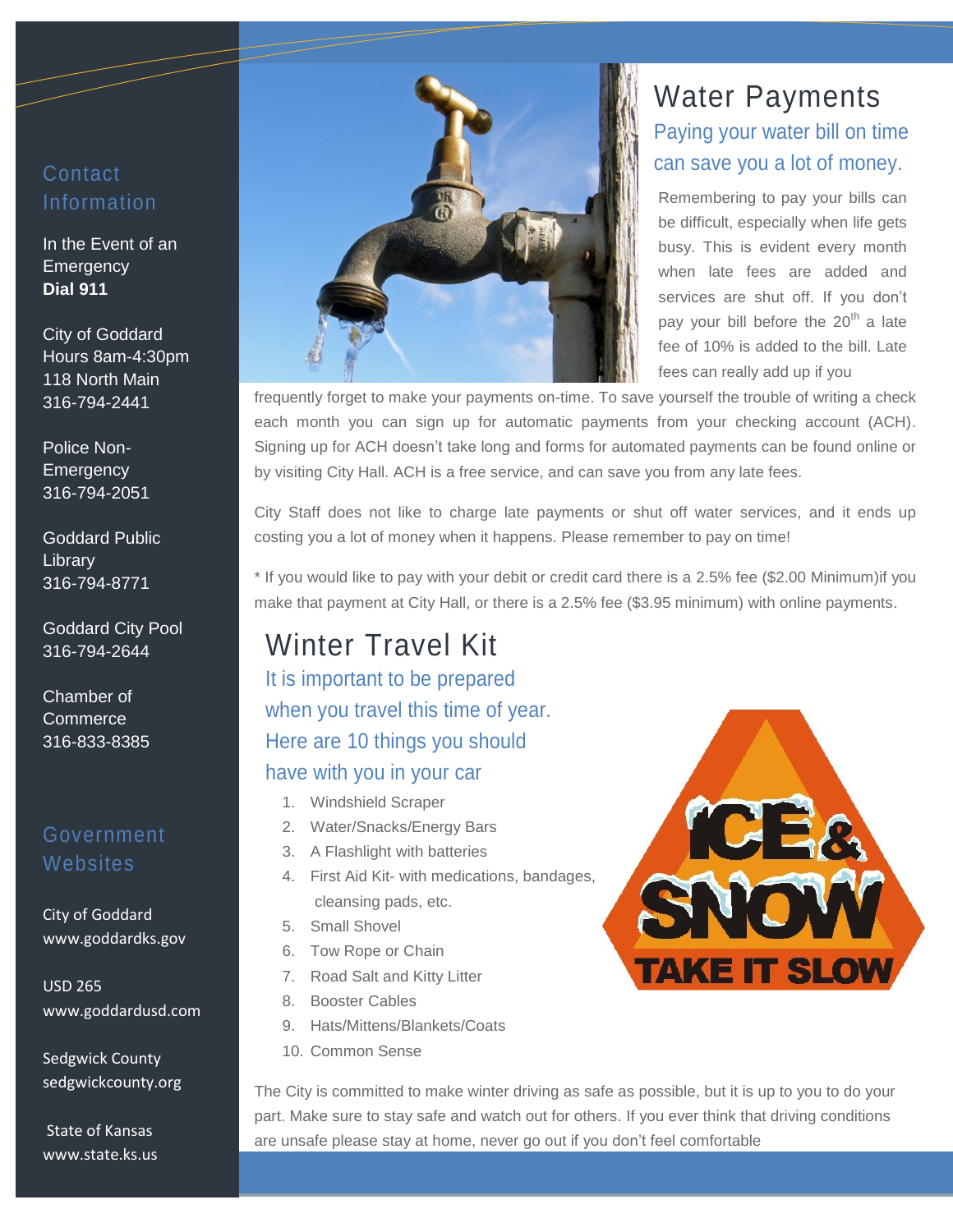## Contact Information

In the Event of an Emergency
**Dial 911**

City of Goddard
Hours 8am-4:30pm
118 North Main
316-794-2441

Police Non-Emergency
316-794-2051

Goddard Public Library
316-794-8771

Goddard City Pool
316-794-2644

Chamber of Commerce
316-833-8385

## Government Websites

City of Goddard
www.goddardks.gov

USD 265
www.goddardusd.com

Sedgwick County
sedgwickcounty.org

State of Kansas
www.state.ks.us

# Water Payments

### Paying your water bill on time can save you a lot of money.

Remembering to pay your bills can be difficult, especially when life gets busy. This is evident every month when late fees are added and services are shut off. If you don't pay your bill before the 20th a late fee of 10% is added to the bill. Late fees can really add up if you frequently forget to make your payments on-time. To save yourself the trouble of writing a check each month you can sign up for automatic payments from your checking account (ACH). Signing up for ACH doesn't take long and forms for automated payments can be found online or by visiting City Hall. ACH is a free service, and can save you from any late fees.

City Staff does not like to charge late payments or shut off water services, and it ends up costing you a lot of money when it happens. Please remember to pay on time!

* If you would like to pay with your debit or credit card there is a 2.5% fee ($2.00 Minimum)if you make that payment at City Hall, or there is a 2.5% fee ($3.95 minimum) with online payments.

# Winter Travel Kit

### It is important to be prepared when you travel this time of year. Here are 10 things you should have with you in your car

1. Windshield Scraper
2. Water/Snacks/Energy Bars
3. A Flashlight with batteries
4. First Aid Kit- with medications, bandages, cleansing pads, etc.
5. Small Shovel
6. Tow Rope or Chain
7. Road Salt and Kitty Litter
8. Booster Cables
9. Hats/Mittens/Blankets/Coats
10. Common Sense

ICE & SNOW TAKE IT SLOW

The City is committed to make winter driving as safe as possible, but it is up to you to do your part. Make sure to stay safe and watch out for others. If you ever think that driving conditions are unsafe please stay at home, never go out if you don't feel comfortable